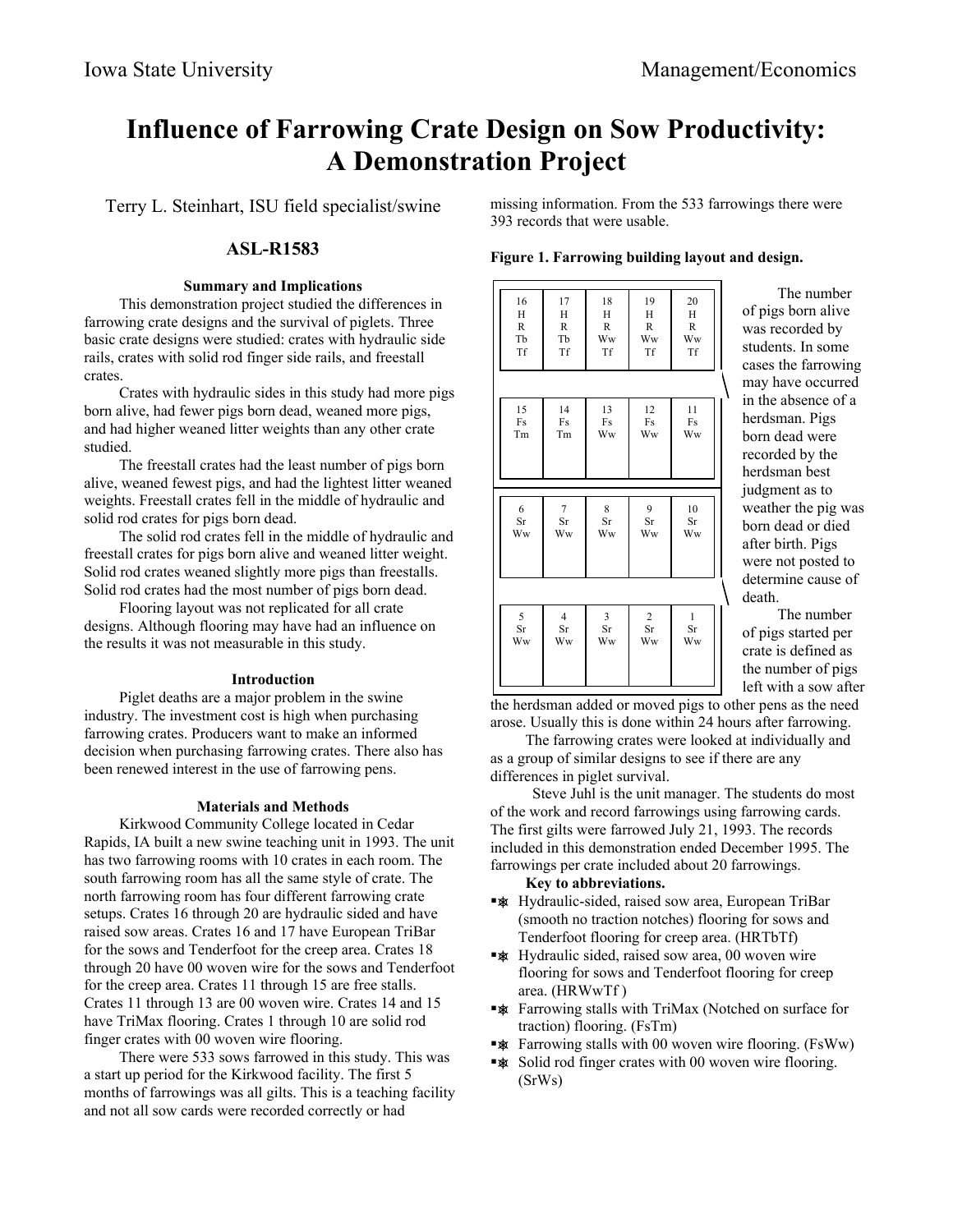# Influence of Farrowing Crate Design on Sow Productivity: A Demonstration Project

Terry L. Steinhart, ISU field specialist/swine

## ASL-R1583

### Summary and Implications

This demonstration project studied the differences in farrowing crate designs and the survival of piglets. Three basic crate designs were studied: crates with hydraulic side rails, crates with solid rod finger side rails, and freestall crates.

Crates with hydraulic sides in this study had more pigs born alive, had fewer pigs born dead, weaned more pigs, and had higher weaned litter weights than any other crate studied.

The freestall crates had the least number of pigs born alive, weaned fewest pigs, and had the lightest litter weaned weights. Freestall crates fell in the middle of hydraulic and solid rod crates for pigs born dead.

The solid rod crates fell in the middle of hydraulic and freestall crates for pigs born alive and weaned litter weight. Solid rod crates weaned slightly more pigs than freestalls. Solid rod crates had the most number of pigs born dead.

Flooring layout was not replicated for all crate designs. Although flooring may have had an influence on the results it was not measurable in this study.

### Introduction

Piglet deaths are a major problem in the swine industry. The investment cost is high when purchasing farrowing crates. Producers want to make an informed decision when purchasing farrowing crates. There also has been renewed interest in the use of farrowing pens.

### Materials and Methods

Kirkwood Community College located in Cedar Rapids, IA built a new swine teaching unit in 1993. The unit has two farrowing rooms with 10 crates in each room. The south farrowing room has all the same style of crate. The north farrowing room has four different farrowing crate setups. Crates 16 through 20 are hydraulic sided and have raised sow areas. Crates 16 and 17 have European TriBar for the sows and Tenderfoot for the creep area. Crates 18 through 20 have 00 woven wire for the sows and Tenderfoot for the creep area. Crates 11 through 15 are free stalls. Crates 11 through 13 are 00 woven wire. Crates 14 and 15 have TriMax flooring. Crates 1 through 10 are solid rod finger crates with 00 woven wire flooring.

There were 533 sows farrowed in this study. This was a start up period for the Kirkwood facility. The first 5 months of farrowings was all gilts. This is a teaching facility and not all sow cards were recorded correctly or had missing information. From the 533 farrowings there were 393 records that were usable.

**Figure 1. Farrowing building layout and design.**

| 16 H R Tb Tf | 17 H R Tb Tf | 18 H R Ww Tf | 19 H R Ww Tf | 20 H R Ww Tf |
|---|---|---|---|---|
| 15 Fs Tm | 14 Fs Tm | 13 Fs Ww | 12 Fs Ww | 11 Fs Ww |
| 6 Sr Ww | 7 Sr Ww | 8 Sr Ww | 9 Sr Ww | 10 Sr Ww |
| 5 Sr Ww | 4 Sr Ww | 3 Sr Ww | 2 Sr Ww | 1 Sr Ww |

The number of pigs born alive was recorded by students. In some cases the farrowing may have occurred in the absence of a herdsman. Pigs born dead were recorded by the herdsman best judgment as to weather the pig was born dead or died after birth. Pigs were not posted to determine cause of death.

The number of pigs started per crate is defined as the number of pigs left with a sow after the herdsman added or moved pigs to other pens as the need arose. Usually this is done within 24 hours after farrowing.

The farrowing crates were looked at individually and as a group of similar designs to see if there are any differences in piglet survival.

Steve Juhl is the unit manager. The students do most of the work and record farrowings using farrowing cards. The first gilts were farrowed July 21, 1993. The records included in this demonstration ended December 1995. The farrowings per crate included about 20 farrowings.

**Key to abbreviations.**

- Hydraulic-sided, raised sow area, European TriBar (smooth no traction notches) flooring for sows and Tenderfoot flooring for creep area. (HRTbTf)
- Hydraulic sided, raised sow area, 00 woven wire flooring for sows and Tenderfoot flooring for creep area. (HRWwTf )
- Farrowing stalls with TriMax (Notched on surface for traction) flooring. (FsTm)
- Farrowing stalls with 00 woven wire flooring. (FsWw)
- Solid rod finger crates with 00 woven wire flooring. (SrWs)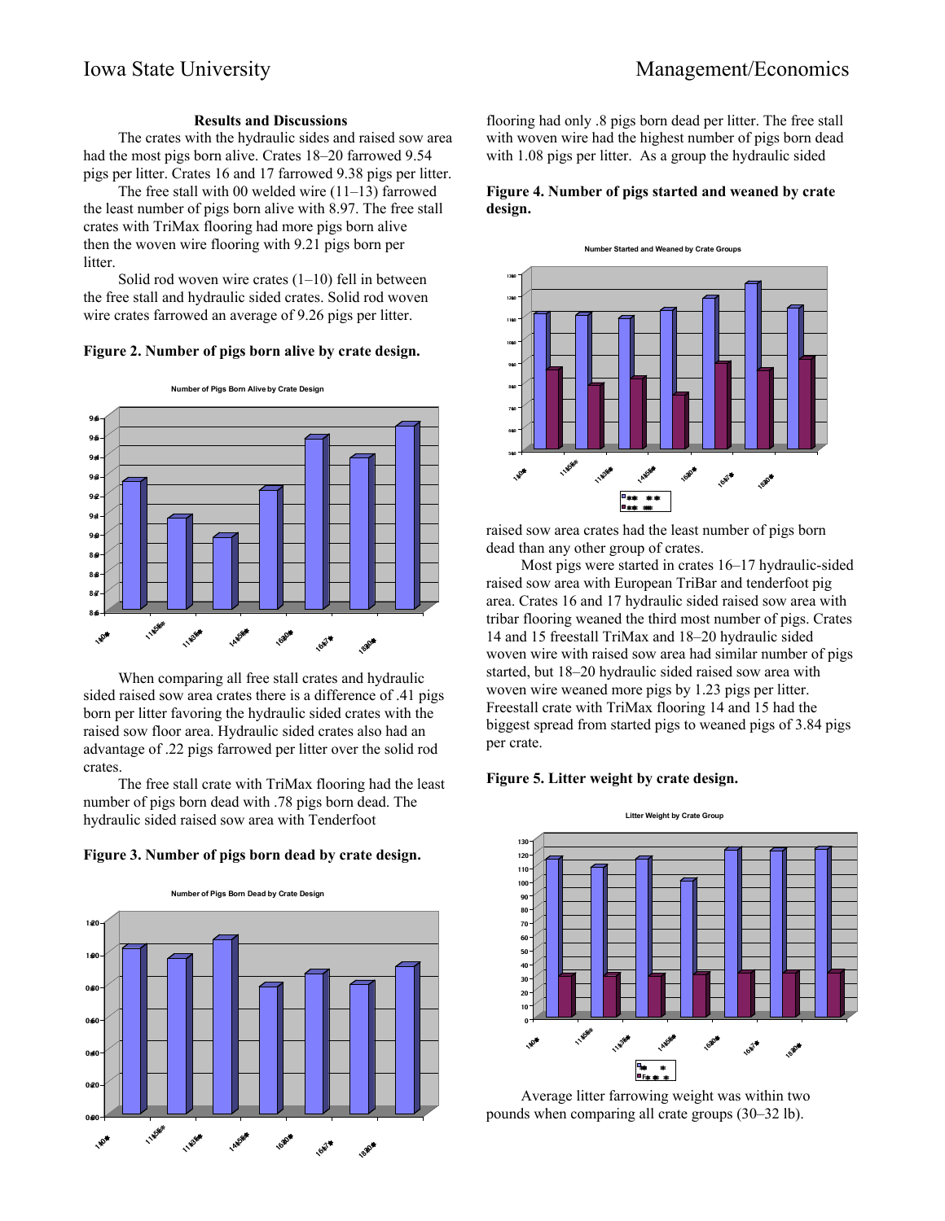## Results and Discussions

The crates with the hydraulic sides and raised sow area had the most pigs born alive. Crates 18–20 farrowed 9.54 pigs per litter. Crates 16 and 17 farrowed 9.38 pigs per litter.

The free stall with 00 welded wire (11–13) farrowed the least number of pigs born alive with 8.97. The free stall crates with TriMax flooring had more pigs born alive then the woven wire flooring with 9.21 pigs born per litter.

Solid rod woven wire crates (1–10) fell in between the free stall and hydraulic sided crates. Solid rod woven wire crates farrowed an average of 9.26 pigs per litter.

**Figure 2. Number of pigs born alive by crate design.**

When comparing all free stall crates and hydraulic sided raised sow area crates there is a difference of .41 pigs born per litter favoring the hydraulic sided crates with the raised sow floor area. Hydraulic sided crates also had an advantage of .22 pigs farrowed per litter over the solid rod crates.

The free stall crate with TriMax flooring had the least number of pigs born dead with .78 pigs born dead. The hydraulic sided raised sow area with Tenderfoot

**Figure 3. Number of pigs born dead by crate design.**

flooring had only .8 pigs born dead per litter. The free stall with woven wire had the highest number of pigs born dead with 1.08 pigs per litter. As a group the hydraulic sided

**Figure 4. Number of pigs started and weaned by crate design.**

raised sow area crates had the least number of pigs born dead than any other group of crates.

Most pigs were started in crates 16–17 hydraulic-sided raised sow area with European TriBar and tenderfoot pig area. Crates 16 and 17 hydraulic sided raised sow area with tribar flooring weaned the third most number of pigs. Crates 14 and 15 freestall TriMax and 18–20 hydraulic sided woven wire with raised sow area had similar number of pigs started, but 18–20 hydraulic sided raised sow area with woven wire weaned more pigs by 1.23 pigs per litter. Freestall crate with TriMax flooring 14 and 15 had the biggest spread from started pigs to weaned pigs of 3.84 pigs per crate.

**Figure 5. Litter weight by crate design.**

Average litter farrowing weight was within two pounds when comparing all crate groups (30–32 lb).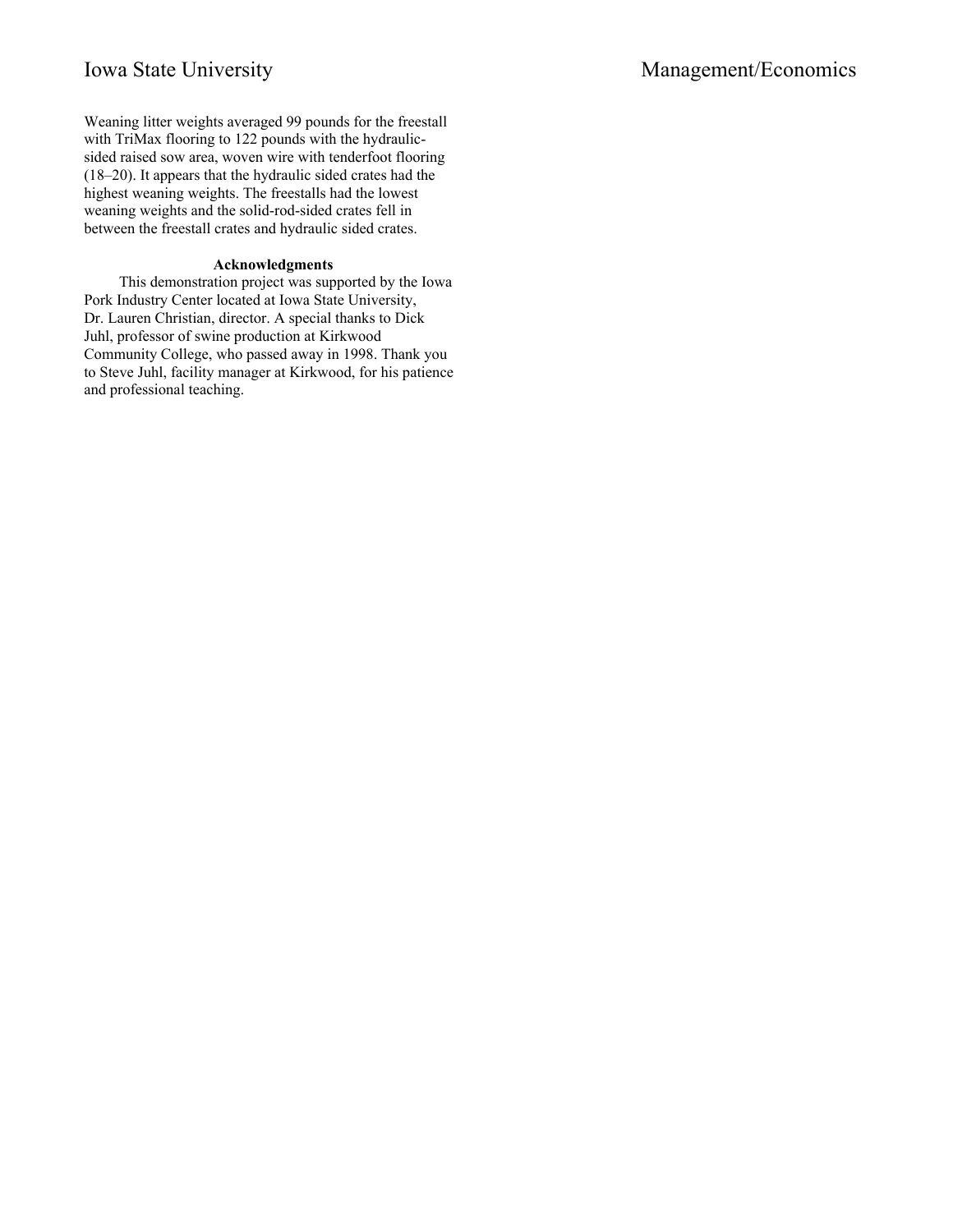Weaning litter weights averaged 99 pounds for the freestall with TriMax flooring to 122 pounds with the hydraulic-sided raised sow area, woven wire with tenderfoot flooring (18–20). It appears that the hydraulic sided crates had the highest weaning weights. The freestalls had the lowest weaning weights and the solid-rod-sided crates fell in between the freestall crates and hydraulic sided crates.

### Acknowledgments

This demonstration project was supported by the Iowa Pork Industry Center located at Iowa State University, Dr. Lauren Christian, director. A special thanks to Dick Juhl, professor of swine production at Kirkwood Community College, who passed away in 1998. Thank you to Steve Juhl, facility manager at Kirkwood, for his patience and professional teaching.